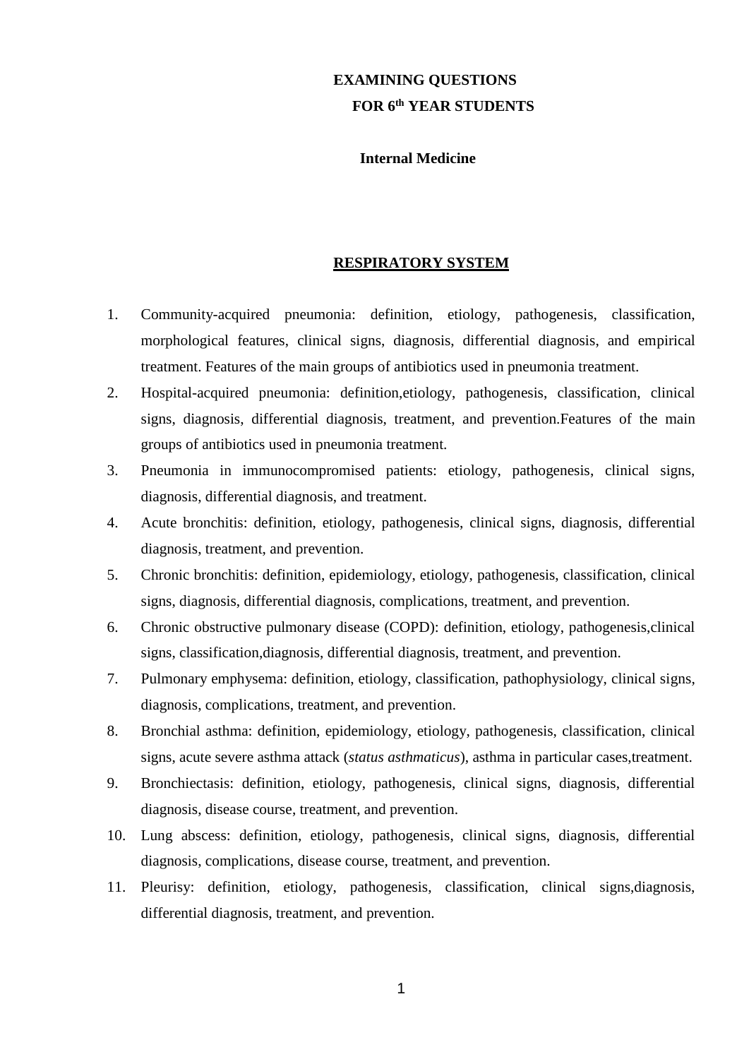# EXAMINING QUESTIONS
## FOR 6th YEAR STUDENTS

### Internal Medicine

## RESPIRATORY SYSTEM

1. Community-acquired pneumonia: definition, etiology, pathogenesis, classification, morphological features, clinical signs, diagnosis, differential diagnosis, and empirical treatment. Features of the main groups of antibiotics used in pneumonia treatment.
2. Hospital-acquired pneumonia: definition,etiology, pathogenesis, classification, clinical signs, diagnosis, differential diagnosis, treatment, and prevention.Features of the main groups of antibiotics used in pneumonia treatment.
3. Pneumonia in immunocompromised patients: etiology, pathogenesis, clinical signs, diagnosis, differential diagnosis, and treatment.
4. Acute bronchitis: definition, etiology, pathogenesis, clinical signs, diagnosis, differential diagnosis, treatment, and prevention.
5. Chronic bronchitis: definition, epidemiology, etiology, pathogenesis, classification, clinical signs, diagnosis, differential diagnosis, complications, treatment, and prevention.
6. Chronic obstructive pulmonary disease (COPD): definition, etiology, pathogenesis,clinical signs, classification,diagnosis, differential diagnosis, treatment, and prevention.
7. Pulmonary emphysema: definition, etiology, classification, pathophysiology, clinical signs, diagnosis, complications, treatment, and prevention.
8. Bronchial asthma: definition, epidemiology, etiology, pathogenesis, classification, clinical signs, acute severe asthma attack (*status asthmaticus*), asthma in particular cases,treatment.
9. Bronchiectasis: definition, etiology, pathogenesis, clinical signs, diagnosis, differential diagnosis, disease course, treatment, and prevention.
10. Lung abscess: definition, etiology, pathogenesis, clinical signs, diagnosis, differential diagnosis, complications, disease course, treatment, and prevention.
11. Pleurisy: definition, etiology, pathogenesis, classification, clinical signs,diagnosis, differential diagnosis, treatment, and prevention.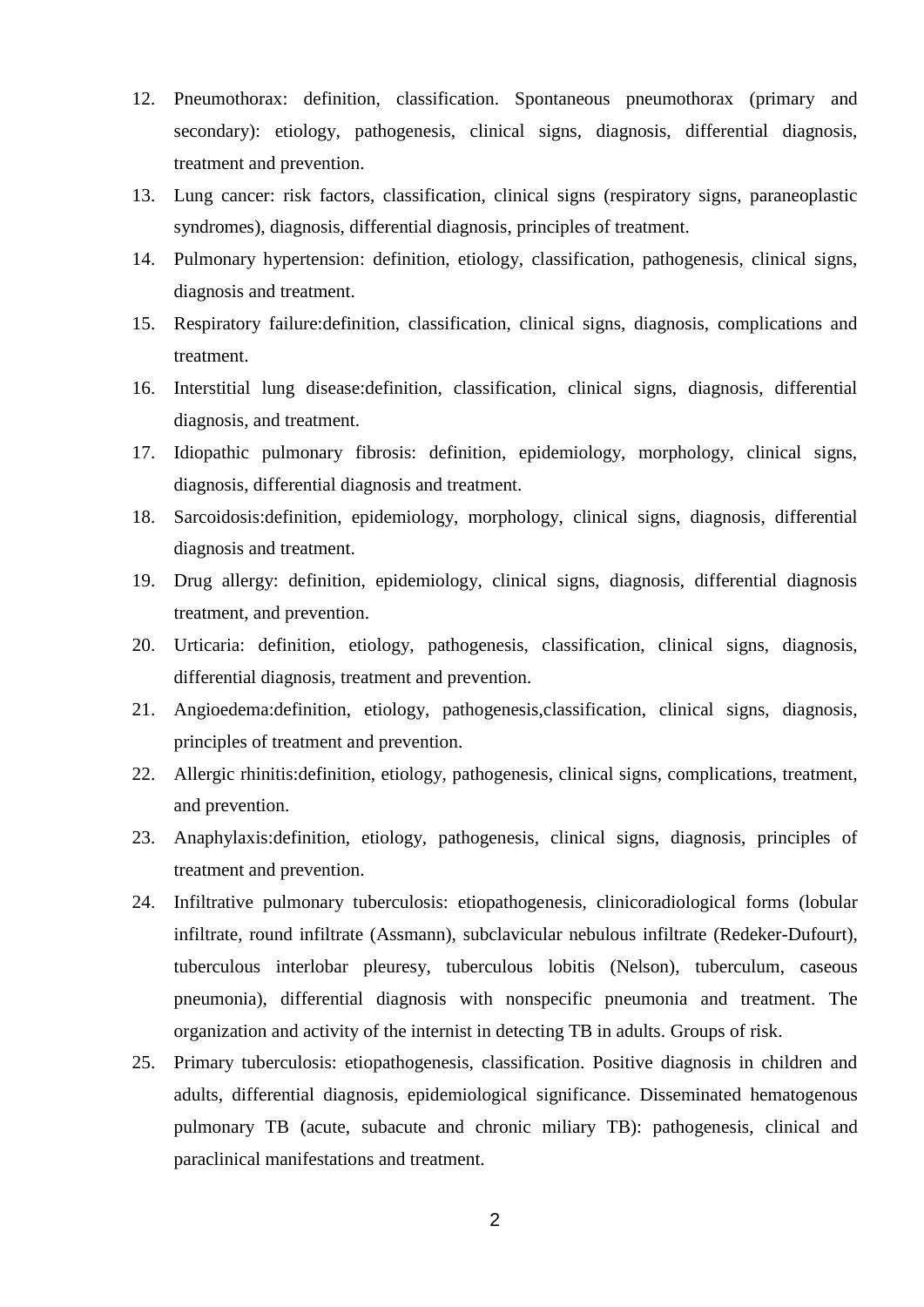12. Pneumothorax: definition, classification. Spontaneous pneumothorax (primary and secondary): etiology, pathogenesis, clinical signs, diagnosis, differential diagnosis, treatment and prevention.
13. Lung cancer: risk factors, classification, clinical signs (respiratory signs, paraneoplastic syndromes), diagnosis, differential diagnosis, principles of treatment.
14. Pulmonary hypertension: definition, etiology, classification, pathogenesis, clinical signs, diagnosis and treatment.
15. Respiratory failure:definition, classification, clinical signs, diagnosis, complications and treatment.
16. Interstitial lung disease:definition, classification, clinical signs, diagnosis, differential diagnosis, and treatment.
17. Idiopathic pulmonary fibrosis: definition, epidemiology, morphology, clinical signs, diagnosis, differential diagnosis and treatment.
18. Sarcoidosis:definition, epidemiology, morphology, clinical signs, diagnosis, differential diagnosis and treatment.
19. Drug allergy: definition, epidemiology, clinical signs, diagnosis, differential diagnosis treatment, and prevention.
20. Urticaria: definition, etiology, pathogenesis, classification, clinical signs, diagnosis, differential diagnosis, treatment and prevention.
21. Angioedema:definition, etiology, pathogenesis,classification, clinical signs, diagnosis, principles of treatment and prevention.
22. Allergic rhinitis:definition, etiology, pathogenesis, clinical signs, complications, treatment, and prevention.
23. Anaphylaxis:definition, etiology, pathogenesis, clinical signs, diagnosis, principles of treatment and prevention.
24. Infiltrative pulmonary tuberculosis: etiopathogenesis, clinicoradiological forms (lobular infiltrate, round infiltrate (Assmann), subclavicular nebulous infiltrate (Redeker-Dufourt), tuberculous interlobar pleuresy, tuberculous lobitis (Nelson), tuberculum, caseous pneumonia), differential diagnosis with nonspecific pneumonia and treatment. The organization and activity of the internist in detecting TB in adults. Groups of risk.
25. Primary tuberculosis: etiopathogenesis, classification. Positive diagnosis in children and adults, differential diagnosis, epidemiological significance. Disseminated hematogenous pulmonary TB (acute, subacute and chronic miliary TB): pathogenesis, clinical and paraclinical manifestations and treatment.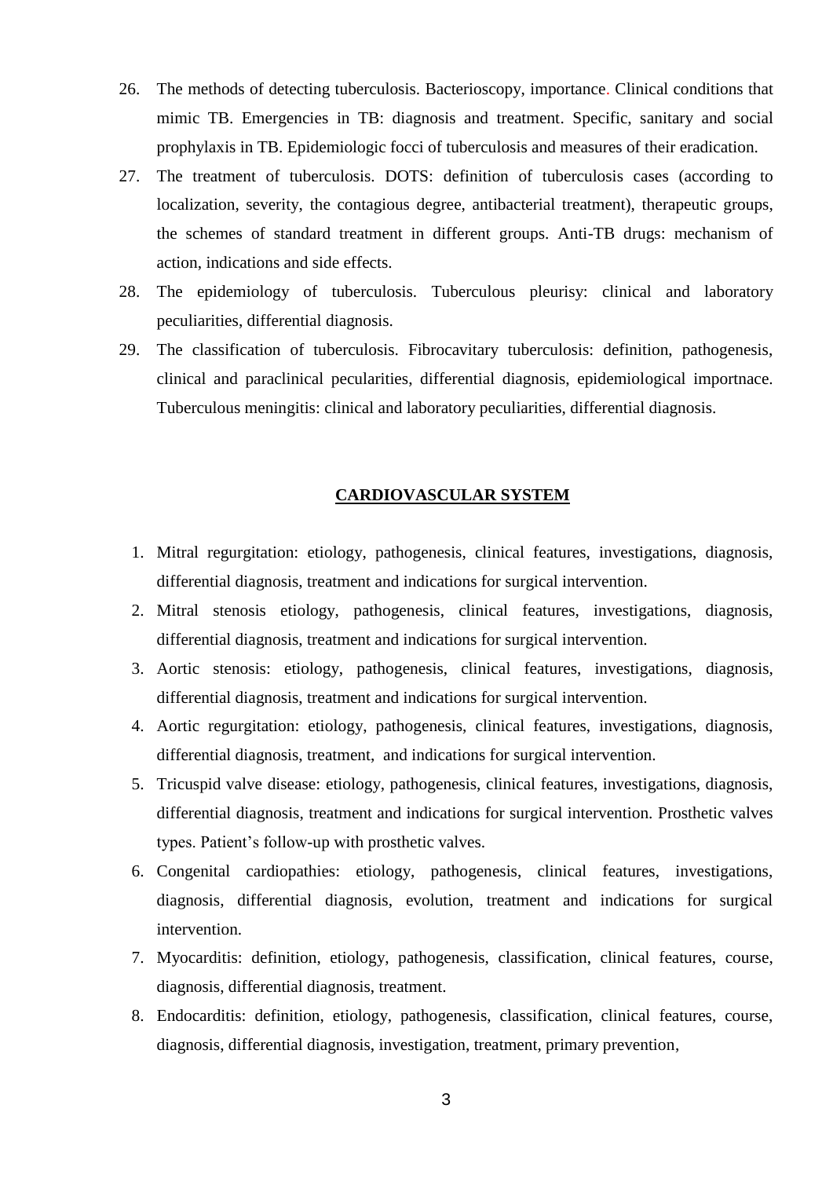26. The methods of detecting tuberculosis. Bacterioscopy, importance. Clinical conditions that mimic TB. Emergencies in TB: diagnosis and treatment. Specific, sanitary and social prophylaxis in TB. Epidemiologic focci of tuberculosis and measures of their eradication.
27. The treatment of tuberculosis. DOTS: definition of tuberculosis cases (according to localization, severity, the contagious degree, antibacterial treatment), therapeutic groups, the schemes of standard treatment in different groups. Anti-TB drugs: mechanism of action, indications and side effects.
28. The epidemiology of tuberculosis. Tuberculous pleurisy: clinical and laboratory peculiarities, differential diagnosis.
29. The classification of tuberculosis. Fibrocavitary tuberculosis: definition, pathogenesis, clinical and paraclinical pecularities, differential diagnosis, epidemiological importnace. Tuberculous meningitis: clinical and laboratory peculiarities, differential diagnosis.

## CARDIOVASCULAR SYSTEM

1. Mitral regurgitation: etiology, pathogenesis, clinical features, investigations, diagnosis, differential diagnosis, treatment and indications for surgical intervention.
2. Mitral stenosis etiology, pathogenesis, clinical features, investigations, diagnosis, differential diagnosis, treatment and indications for surgical intervention.
3. Aortic stenosis: etiology, pathogenesis, clinical features, investigations, diagnosis, differential diagnosis, treatment and indications for surgical intervention.
4. Aortic regurgitation: etiology, pathogenesis, clinical features, investigations, diagnosis, differential diagnosis, treatment, and indications for surgical intervention.
5. Tricuspid valve disease: etiology, pathogenesis, clinical features, investigations, diagnosis, differential diagnosis, treatment and indications for surgical intervention. Prosthetic valves types. Patient's follow-up with prosthetic valves.
6. Congenital cardiopathies: etiology, pathogenesis, clinical features, investigations, diagnosis, differential diagnosis, evolution, treatment and indications for surgical intervention.
7. Myocarditis: definition, etiology, pathogenesis, classification, clinical features, course, diagnosis, differential diagnosis, treatment.
8. Endocarditis: definition, etiology, pathogenesis, classification, clinical features, course, diagnosis, differential diagnosis, investigation, treatment, primary prevention,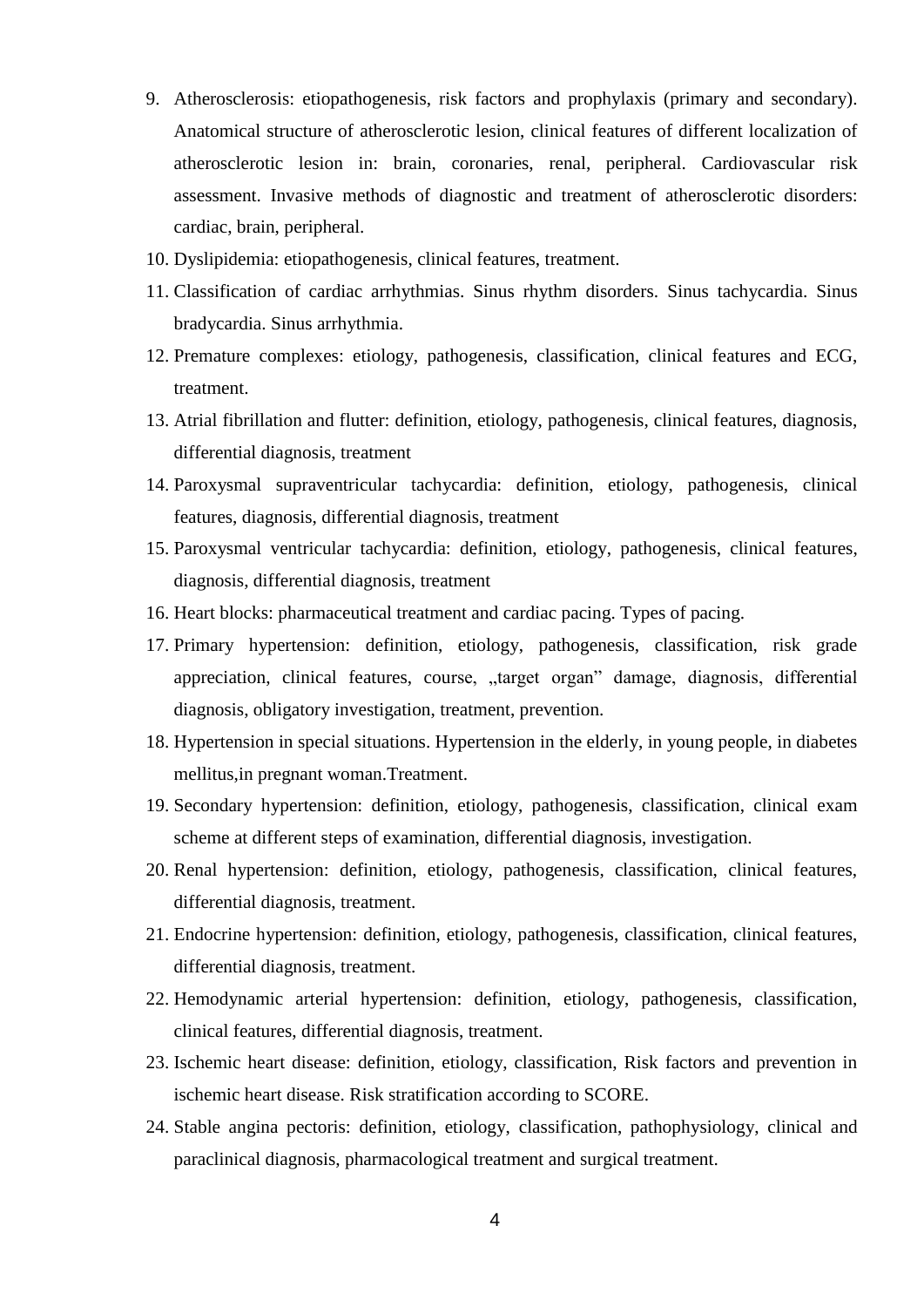9. Atherosclerosis: etiopathogenesis, risk factors and prophylaxis (primary and secondary). Anatomical structure of atherosclerotic lesion, clinical features of different localization of atherosclerotic lesion in: brain, coronaries, renal, peripheral. Cardiovascular risk assessment. Invasive methods of diagnostic and treatment of atherosclerotic disorders: cardiac, brain, peripheral.
10. Dyslipidemia: etiopathogenesis, clinical features, treatment.
11. Classification of cardiac arrhythmias. Sinus rhythm disorders. Sinus tachycardia. Sinus bradycardia. Sinus arrhythmia.
12. Premature complexes: etiology, pathogenesis, classification, clinical features and ECG, treatment.
13. Atrial fibrillation and flutter: definition, etiology, pathogenesis, clinical features, diagnosis, differential diagnosis, treatment
14. Paroxysmal supraventricular tachycardia: definition, etiology, pathogenesis, clinical features, diagnosis, differential diagnosis, treatment
15. Paroxysmal ventricular tachycardia: definition, etiology, pathogenesis, clinical features, diagnosis, differential diagnosis, treatment
16. Heart blocks: pharmaceutical treatment and cardiac pacing. Types of pacing.
17. Primary hypertension: definition, etiology, pathogenesis, classification, risk grade appreciation, clinical features, course, „target organ" damage, diagnosis, differential diagnosis, obligatory investigation, treatment, prevention.
18. Hypertension in special situations. Hypertension in the elderly, in young people, in diabetes mellitus,in pregnant woman.Treatment.
19. Secondary hypertension: definition, etiology, pathogenesis, classification, clinical exam scheme at different steps of examination, differential diagnosis, investigation.
20. Renal hypertension: definition, etiology, pathogenesis, classification, clinical features, differential diagnosis, treatment.
21. Endocrine hypertension: definition, etiology, pathogenesis, classification, clinical features, differential diagnosis, treatment.
22. Hemodynamic arterial hypertension: definition, etiology, pathogenesis, classification, clinical features, differential diagnosis, treatment.
23. Ischemic heart disease: definition, etiology, classification, Risk factors and prevention in ischemic heart disease. Risk stratification according to SCORE.
24. Stable angina pectoris: definition, etiology, classification, pathophysiology, clinical and paraclinical diagnosis, pharmacological treatment and surgical treatment.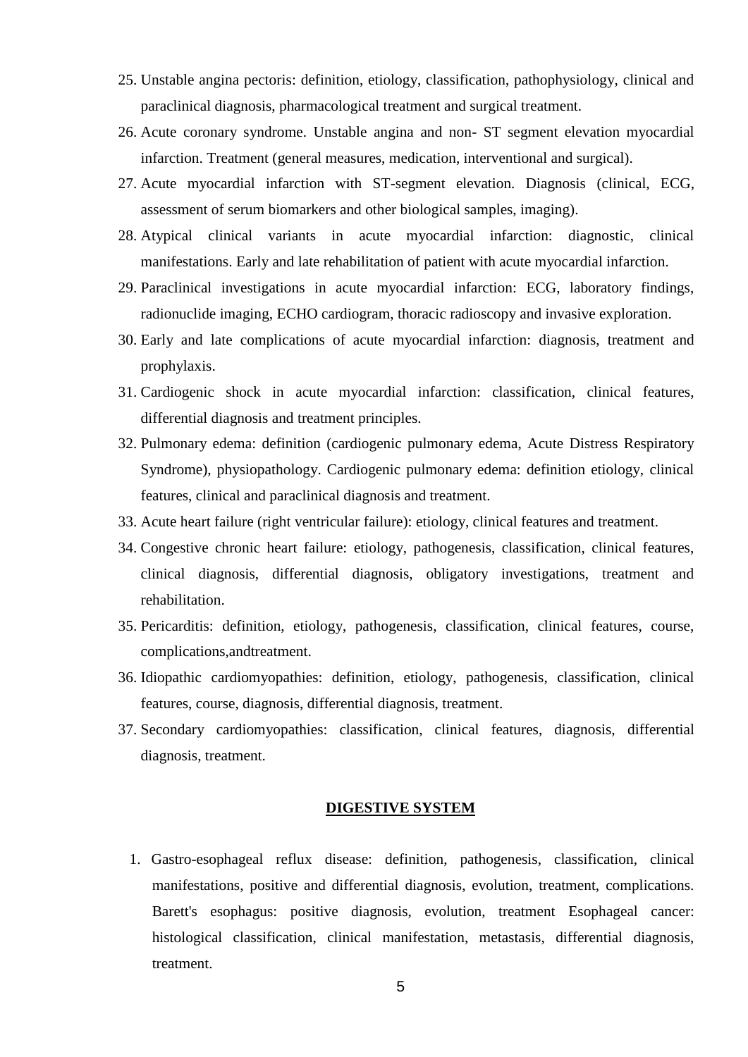25. Unstable angina pectoris: definition, etiology, classification, pathophysiology, clinical and paraclinical diagnosis, pharmacological treatment and surgical treatment.
26. Acute coronary syndrome. Unstable angina and non- ST segment elevation myocardial infarction. Treatment (general measures, medication, interventional and surgical).
27. Acute myocardial infarction with ST-segment elevation. Diagnosis (clinical, ECG, assessment of serum biomarkers and other biological samples, imaging).
28. Atypical clinical variants in acute myocardial infarction: diagnostic, clinical manifestations. Early and late rehabilitation of patient with acute myocardial infarction.
29. Paraclinical investigations in acute myocardial infarction: ECG, laboratory findings, radionuclide imaging, ECHO cardiogram, thoracic radioscopy and invasive exploration.
30. Early and late complications of acute myocardial infarction: diagnosis, treatment and prophylaxis.
31. Cardiogenic shock in acute myocardial infarction: classification, clinical features, differential diagnosis and treatment principles.
32. Pulmonary edema: definition (cardiogenic pulmonary edema, Acute Distress Respiratory Syndrome), physiopathology. Cardiogenic pulmonary edema: definition etiology, clinical features, clinical and paraclinical diagnosis and treatment.
33. Acute heart failure (right ventricular failure): etiology, clinical features and treatment.
34. Congestive chronic heart failure: etiology, pathogenesis, classification, clinical features, clinical diagnosis, differential diagnosis, obligatory investigations, treatment and rehabilitation.
35. Pericarditis: definition, etiology, pathogenesis, classification, clinical features, course, complications,andtreatment.
36. Idiopathic cardiomyopathies: definition, etiology, pathogenesis, classification, clinical features, course, diagnosis, differential diagnosis, treatment.
37. Secondary cardiomyopathies: classification, clinical features, diagnosis, differential diagnosis, treatment.

## DIGESTIVE SYSTEM

1. Gastro-esophageal reflux disease: definition, pathogenesis, classification, clinical manifestations, positive and differential diagnosis, evolution, treatment, complications. Barett's esophagus: positive diagnosis, evolution, treatment Esophageal cancer: histological classification, clinical manifestation, metastasis, differential diagnosis, treatment.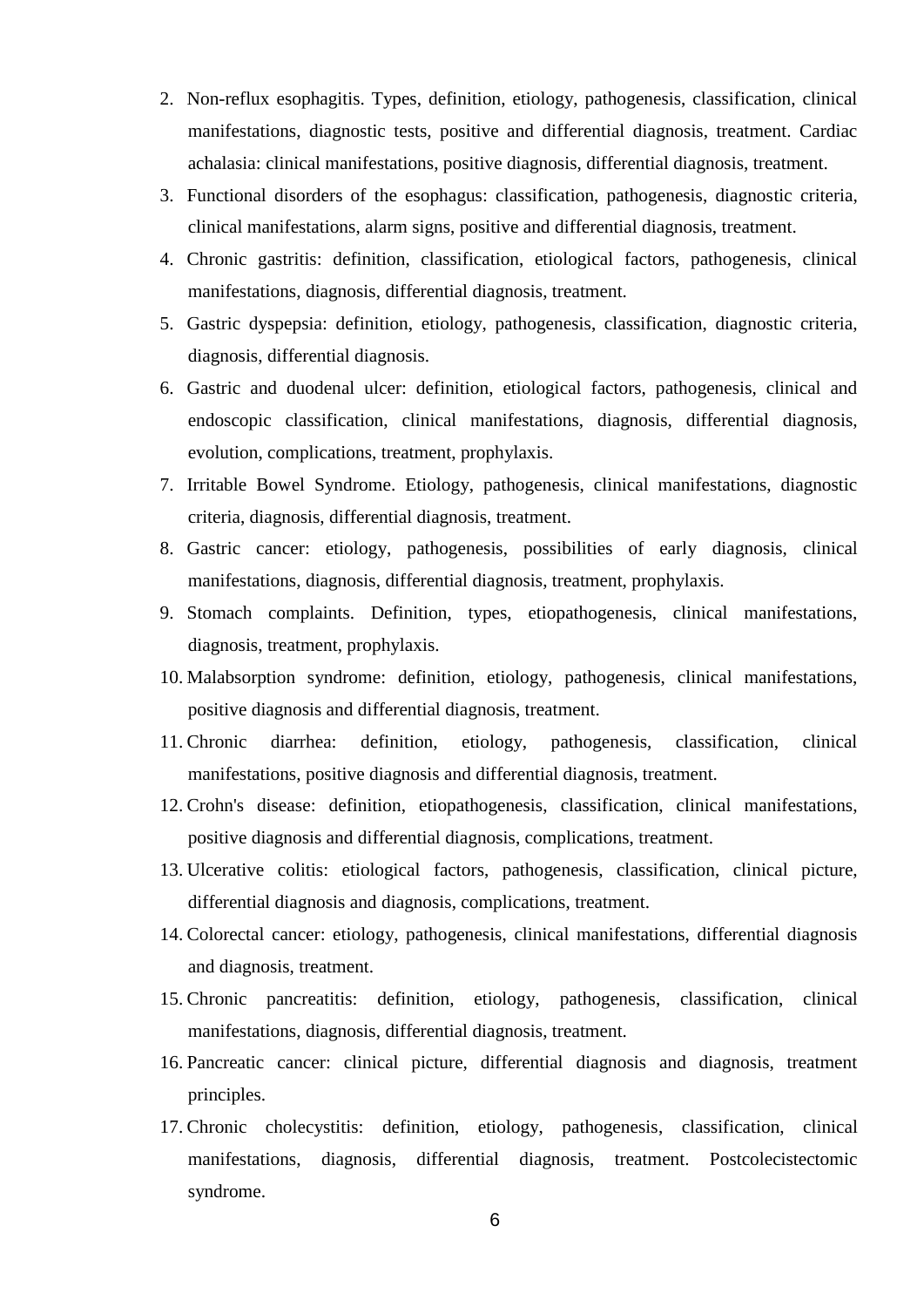2. Non-reflux esophagitis. Types, definition, etiology, pathogenesis, classification, clinical manifestations, diagnostic tests, positive and differential diagnosis, treatment. Cardiac achalasia: clinical manifestations, positive diagnosis, differential diagnosis, treatment.
3. Functional disorders of the esophagus: classification, pathogenesis, diagnostic criteria, clinical manifestations, alarm signs, positive and differential diagnosis, treatment.
4. Chronic gastritis: definition, classification, etiological factors, pathogenesis, clinical manifestations, diagnosis, differential diagnosis, treatment.
5. Gastric dyspepsia: definition, etiology, pathogenesis, classification, diagnostic criteria, diagnosis, differential diagnosis.
6. Gastric and duodenal ulcer: definition, etiological factors, pathogenesis, clinical and endoscopic classification, clinical manifestations, diagnosis, differential diagnosis, evolution, complications, treatment, prophylaxis.
7. Irritable Bowel Syndrome. Etiology, pathogenesis, clinical manifestations, diagnostic criteria, diagnosis, differential diagnosis, treatment.
8. Gastric cancer: etiology, pathogenesis, possibilities of early diagnosis, clinical manifestations, diagnosis, differential diagnosis, treatment, prophylaxis.
9. Stomach complaints. Definition, types, etiopathogenesis, clinical manifestations, diagnosis, treatment, prophylaxis.
10. Malabsorption syndrome: definition, etiology, pathogenesis, clinical manifestations, positive diagnosis and differential diagnosis, treatment.
11. Chronic diarrhea: definition, etiology, pathogenesis, classification, clinical manifestations, positive diagnosis and differential diagnosis, treatment.
12. Crohn's disease: definition, etiopathogenesis, classification, clinical manifestations, positive diagnosis and differential diagnosis, complications, treatment.
13. Ulcerative colitis: etiological factors, pathogenesis, classification, clinical picture, differential diagnosis and diagnosis, complications, treatment.
14. Colorectal cancer: etiology, pathogenesis, clinical manifestations, differential diagnosis and diagnosis, treatment.
15. Chronic pancreatitis: definition, etiology, pathogenesis, classification, clinical manifestations, diagnosis, differential diagnosis, treatment.
16. Pancreatic cancer: clinical picture, differential diagnosis and diagnosis, treatment principles.
17. Chronic cholecystitis: definition, etiology, pathogenesis, classification, clinical manifestations, diagnosis, differential diagnosis, treatment. Postcolecistectomic syndrome.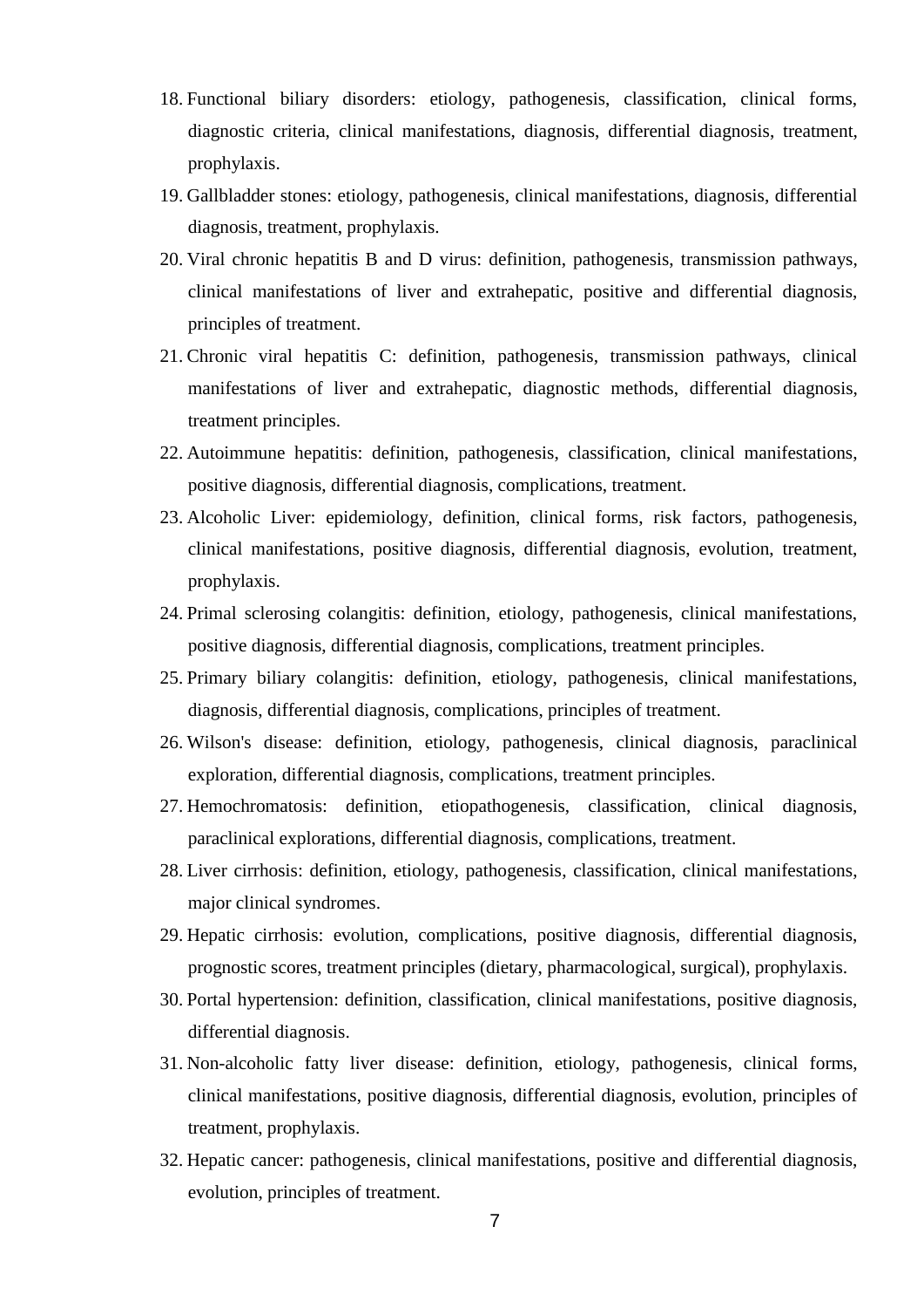18. Functional biliary disorders: etiology, pathogenesis, classification, clinical forms, diagnostic criteria, clinical manifestations, diagnosis, differential diagnosis, treatment, prophylaxis.
19. Gallbladder stones: etiology, pathogenesis, clinical manifestations, diagnosis, differential diagnosis, treatment, prophylaxis.
20. Viral chronic hepatitis B and D virus: definition, pathogenesis, transmission pathways, clinical manifestations of liver and extrahepatic, positive and differential diagnosis, principles of treatment.
21. Chronic viral hepatitis C: definition, pathogenesis, transmission pathways, clinical manifestations of liver and extrahepatic, diagnostic methods, differential diagnosis, treatment principles.
22. Autoimmune hepatitis: definition, pathogenesis, classification, clinical manifestations, positive diagnosis, differential diagnosis, complications, treatment.
23. Alcoholic Liver: epidemiology, definition, clinical forms, risk factors, pathogenesis, clinical manifestations, positive diagnosis, differential diagnosis, evolution, treatment, prophylaxis.
24. Primal sclerosing colangitis: definition, etiology, pathogenesis, clinical manifestations, positive diagnosis, differential diagnosis, complications, treatment principles.
25. Primary biliary colangitis: definition, etiology, pathogenesis, clinical manifestations, diagnosis, differential diagnosis, complications, principles of treatment.
26. Wilson's disease: definition, etiology, pathogenesis, clinical diagnosis, paraclinical exploration, differential diagnosis, complications, treatment principles.
27. Hemochromatosis: definition, etiopathogenesis, classification, clinical diagnosis, paraclinical explorations, differential diagnosis, complications, treatment.
28. Liver cirrhosis: definition, etiology, pathogenesis, classification, clinical manifestations, major clinical syndromes.
29. Hepatic cirrhosis: evolution, complications, positive diagnosis, differential diagnosis, prognostic scores, treatment principles (dietary, pharmacological, surgical), prophylaxis.
30. Portal hypertension: definition, classification, clinical manifestations, positive diagnosis, differential diagnosis.
31. Non-alcoholic fatty liver disease: definition, etiology, pathogenesis, clinical forms, clinical manifestations, positive diagnosis, differential diagnosis, evolution, principles of treatment, prophylaxis.
32. Hepatic cancer: pathogenesis, clinical manifestations, positive and differential diagnosis, evolution, principles of treatment.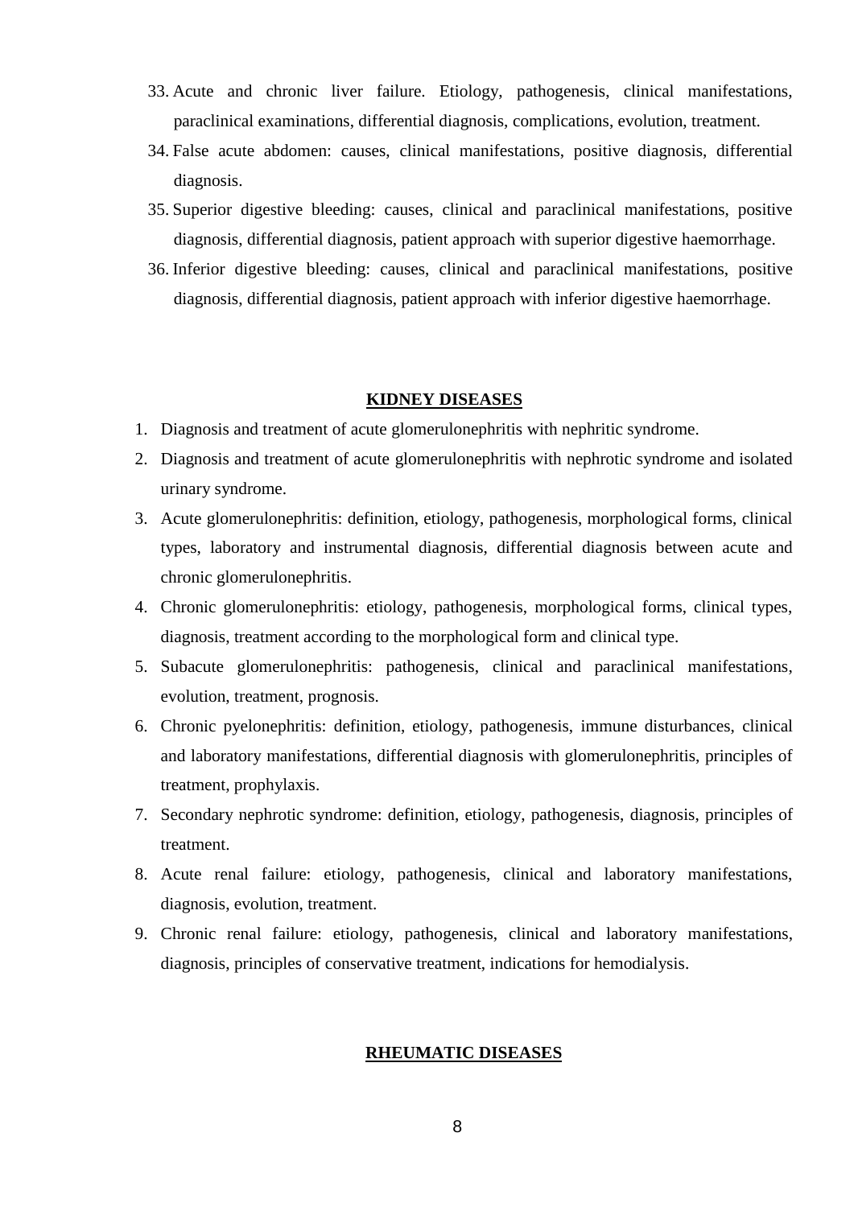33. Acute and chronic liver failure. Etiology, pathogenesis, clinical manifestations, paraclinical examinations, differential diagnosis, complications, evolution, treatment.
34. False acute abdomen: causes, clinical manifestations, positive diagnosis, differential diagnosis.
35. Superior digestive bleeding: causes, clinical and paraclinical manifestations, positive diagnosis, differential diagnosis, patient approach with superior digestive haemorrhage.
36. Inferior digestive bleeding: causes, clinical and paraclinical manifestations, positive diagnosis, differential diagnosis, patient approach with inferior digestive haemorrhage.

## KIDNEY DISEASES

1. Diagnosis and treatment of acute glomerulonephritis with nephritic syndrome.
2. Diagnosis and treatment of acute glomerulonephritis with nephrotic syndrome and isolated urinary syndrome.
3. Acute glomerulonephritis: definition, etiology, pathogenesis, morphological forms, clinical types, laboratory and instrumental diagnosis, differential diagnosis between acute and chronic glomerulonephritis.
4. Chronic glomerulonephritis: etiology, pathogenesis, morphological forms, clinical types, diagnosis, treatment according to the morphological form and clinical type.
5. Subacute glomerulonephritis: pathogenesis, clinical and paraclinical manifestations, evolution, treatment, prognosis.
6. Chronic pyelonephritis: definition, etiology, pathogenesis, immune disturbances, clinical and laboratory manifestations, differential diagnosis with glomerulonephritis, principles of treatment, prophylaxis.
7. Secondary nephrotic syndrome: definition, etiology, pathogenesis, diagnosis, principles of treatment.
8. Acute renal failure: etiology, pathogenesis, clinical and laboratory manifestations, diagnosis, evolution, treatment.
9. Chronic renal failure: etiology, pathogenesis, clinical and laboratory manifestations, diagnosis, principles of conservative treatment, indications for hemodialysis.

## RHEUMATIC DISEASES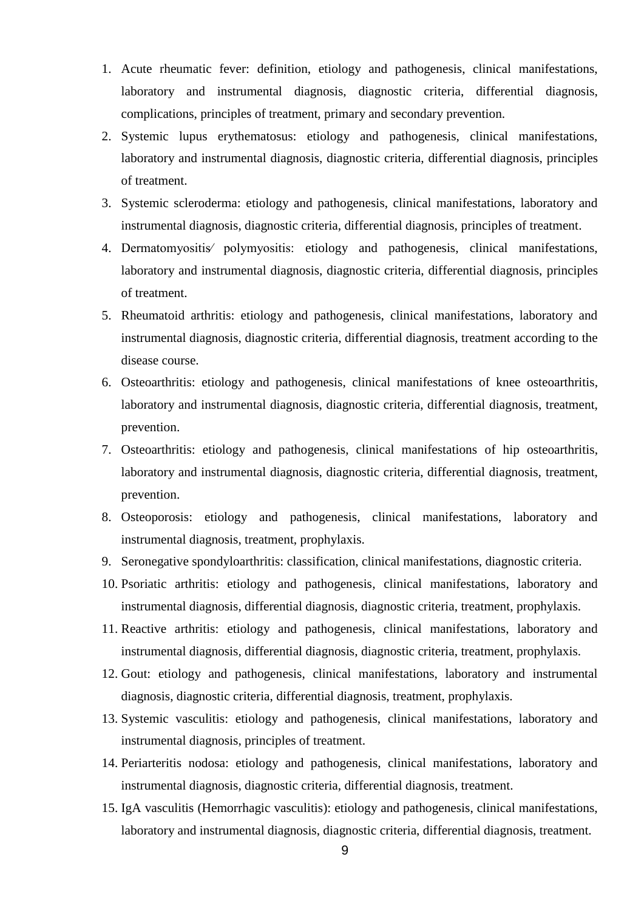1. Acute rheumatic fever: definition, etiology and pathogenesis, clinical manifestations, laboratory and instrumental diagnosis, diagnostic criteria, differential diagnosis, complications, principles of treatment, primary and secondary prevention.
2. Systemic lupus erythematosus: etiology and pathogenesis, clinical manifestations, laboratory and instrumental diagnosis, diagnostic criteria, differential diagnosis, principles of treatment.
3. Systemic scleroderma: etiology and pathogenesis, clinical manifestations, laboratory and instrumental diagnosis, diagnostic criteria, differential diagnosis, principles of treatment.
4. Dermatomyositis⁄ polymyositis: etiology and pathogenesis, clinical manifestations, laboratory and instrumental diagnosis, diagnostic criteria, differential diagnosis, principles of treatment.
5. Rheumatoid arthritis: etiology and pathogenesis, clinical manifestations, laboratory and instrumental diagnosis, diagnostic criteria, differential diagnosis, treatment according to the disease course.
6. Osteoarthritis: etiology and pathogenesis, clinical manifestations of knee osteoarthritis, laboratory and instrumental diagnosis, diagnostic criteria, differential diagnosis, treatment, prevention.
7. Osteoarthritis: etiology and pathogenesis, clinical manifestations of hip osteoarthritis, laboratory and instrumental diagnosis, diagnostic criteria, differential diagnosis, treatment, prevention.
8. Osteoporosis: etiology and pathogenesis, clinical manifestations, laboratory and instrumental diagnosis, treatment, prophylaxis.
9. Seronegative spondyloarthritis: classification, clinical manifestations, diagnostic criteria.
10. Psoriatic arthritis: etiology and pathogenesis, clinical manifestations, laboratory and instrumental diagnosis, differential diagnosis, diagnostic criteria, treatment, prophylaxis.
11. Reactive arthritis: etiology and pathogenesis, clinical manifestations, laboratory and instrumental diagnosis, differential diagnosis, diagnostic criteria, treatment, prophylaxis.
12. Gout: etiology and pathogenesis, clinical manifestations, laboratory and instrumental diagnosis, diagnostic criteria, differential diagnosis, treatment, prophylaxis.
13. Systemic vasculitis: etiology and pathogenesis, clinical manifestations, laboratory and instrumental diagnosis, principles of treatment.
14. Periarteritis nodosa: etiology and pathogenesis, clinical manifestations, laboratory and instrumental diagnosis, diagnostic criteria, differential diagnosis, treatment.
15. IgA vasculitis (Hemorrhagic vasculitis): etiology and pathogenesis, clinical manifestations, laboratory and instrumental diagnosis, diagnostic criteria, differential diagnosis, treatment.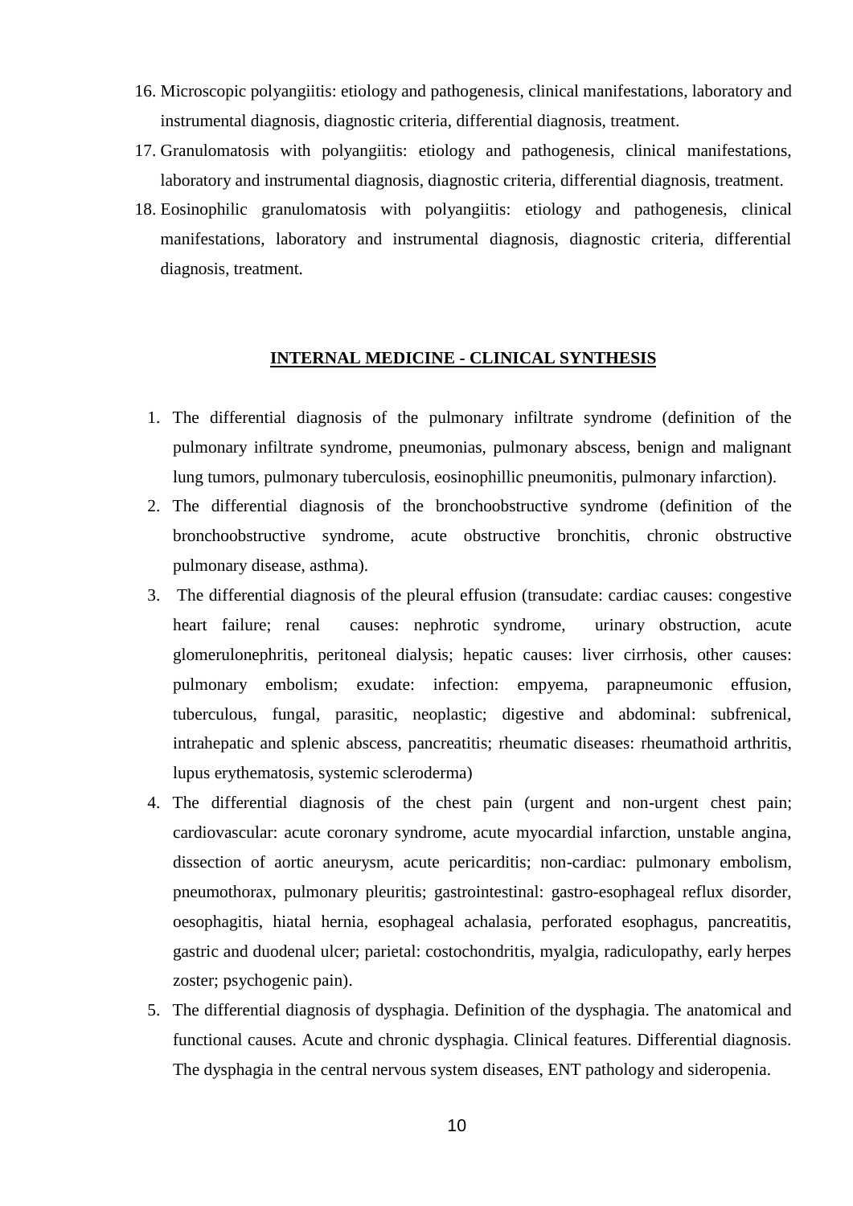16. Microscopic polyangiitis: etiology and pathogenesis, clinical manifestations, laboratory and instrumental diagnosis, diagnostic criteria, differential diagnosis, treatment.
17. Granulomatosis with polyangiitis: etiology and pathogenesis, clinical manifestations, laboratory and instrumental diagnosis, diagnostic criteria, differential diagnosis, treatment.
18. Eosinophilic granulomatosis with polyangiitis: etiology and pathogenesis, clinical manifestations, laboratory and instrumental diagnosis, diagnostic criteria, differential diagnosis, treatment.

## INTERNAL MEDICINE - CLINICAL SYNTHESIS

1. The differential diagnosis of the pulmonary infiltrate syndrome (definition of the pulmonary infiltrate syndrome, pneumonias, pulmonary abscess, benign and malignant lung tumors, pulmonary tuberculosis, eosinophillic pneumonitis, pulmonary infarction).
2. The differential diagnosis of the bronchoobstructive syndrome (definition of the bronchoobstructive syndrome, acute obstructive bronchitis, chronic obstructive pulmonary disease, asthma).
3. The differential diagnosis of the pleural effusion (transudate: cardiac causes: congestive heart failure; renal causes: nephrotic syndrome, urinary obstruction, acute glomerulonephritis, peritoneal dialysis; hepatic causes: liver cirrhosis, other causes: pulmonary embolism; exudate: infection: empyema, parapneumonic effusion, tuberculous, fungal, parasitic, neoplastic; digestive and abdominal: subfrenical, intrahepatic and splenic abscess, pancreatitis; rheumatic diseases: rheumathoid arthritis, lupus erythematosis, systemic scleroderma)
4. The differential diagnosis of the chest pain (urgent and non-urgent chest pain; cardiovascular: acute coronary syndrome, acute myocardial infarction, unstable angina, dissection of aortic aneurysm, acute pericarditis; non-cardiac: pulmonary embolism, pneumothorax, pulmonary pleuritis; gastrointestinal: gastro-esophageal reflux disorder, oesophagitis, hiatal hernia, esophageal achalasia, perforated esophagus, pancreatitis, gastric and duodenal ulcer; parietal: costochondritis, myalgia, radiculopathy, early herpes zoster; psychogenic pain).
5. The differential diagnosis of dysphagia. Definition of the dysphagia. The anatomical and functional causes. Acute and chronic dysphagia. Clinical features. Differential diagnosis. The dysphagia in the central nervous system diseases, ENT pathology and sideropenia.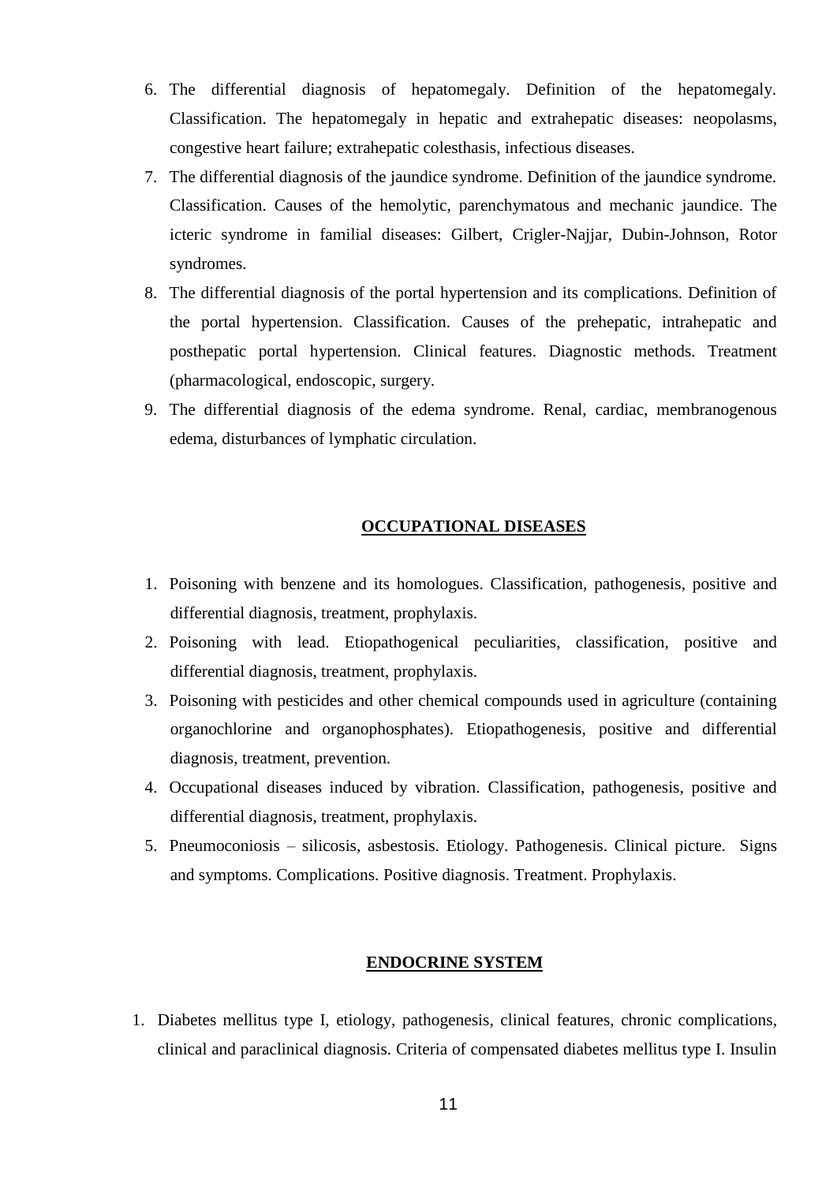6. The differential diagnosis of hepatomegaly. Definition of the hepatomegaly. Classification. The hepatomegaly in hepatic and extrahepatic diseases: neopolasms, congestive heart failure; extrahepatic colesthasis, infectious diseases.
7. The differential diagnosis of the jaundice syndrome. Definition of the jaundice syndrome. Classification. Causes of the hemolytic, parenchymatous and mechanic jaundice. The icteric syndrome in familial diseases: Gilbert, Crigler-Najjar, Dubin-Johnson, Rotor syndromes.
8. The differential diagnosis of the portal hypertension and its complications. Definition of the portal hypertension. Classification. Causes of the prehepatic, intrahepatic and posthepatic portal hypertension. Clinical features. Diagnostic methods. Treatment (pharmacological, endoscopic, surgery.
9. The differential diagnosis of the edema syndrome. Renal, cardiac, membranogenous edema, disturbances of lymphatic circulation.

## OCCUPATIONAL DISEASES

1. Poisoning with benzene and its homologues. Classification, pathogenesis, positive and differential diagnosis, treatment, prophylaxis.
2. Poisoning with lead. Etiopathogenical peculiarities, classification, positive and differential diagnosis, treatment, prophylaxis.
3. Poisoning with pesticides and other chemical compounds used in agriculture (containing organochlorine and organophosphates). Etiopathogenesis, positive and differential diagnosis, treatment, prevention.
4. Occupational diseases induced by vibration. Classification, pathogenesis, positive and differential diagnosis, treatment, prophylaxis.
5. Pneumoconiosis – silicosis, asbestosis. Etiology. Pathogenesis. Clinical picture. Signs and symptoms. Complications. Positive diagnosis. Treatment. Prophylaxis.

## ENDOCRINE SYSTEM

1. Diabetes mellitus type I, etiology, pathogenesis, clinical features, chronic complications, clinical and paraclinical diagnosis. Criteria of compensated diabetes mellitus type I. Insulin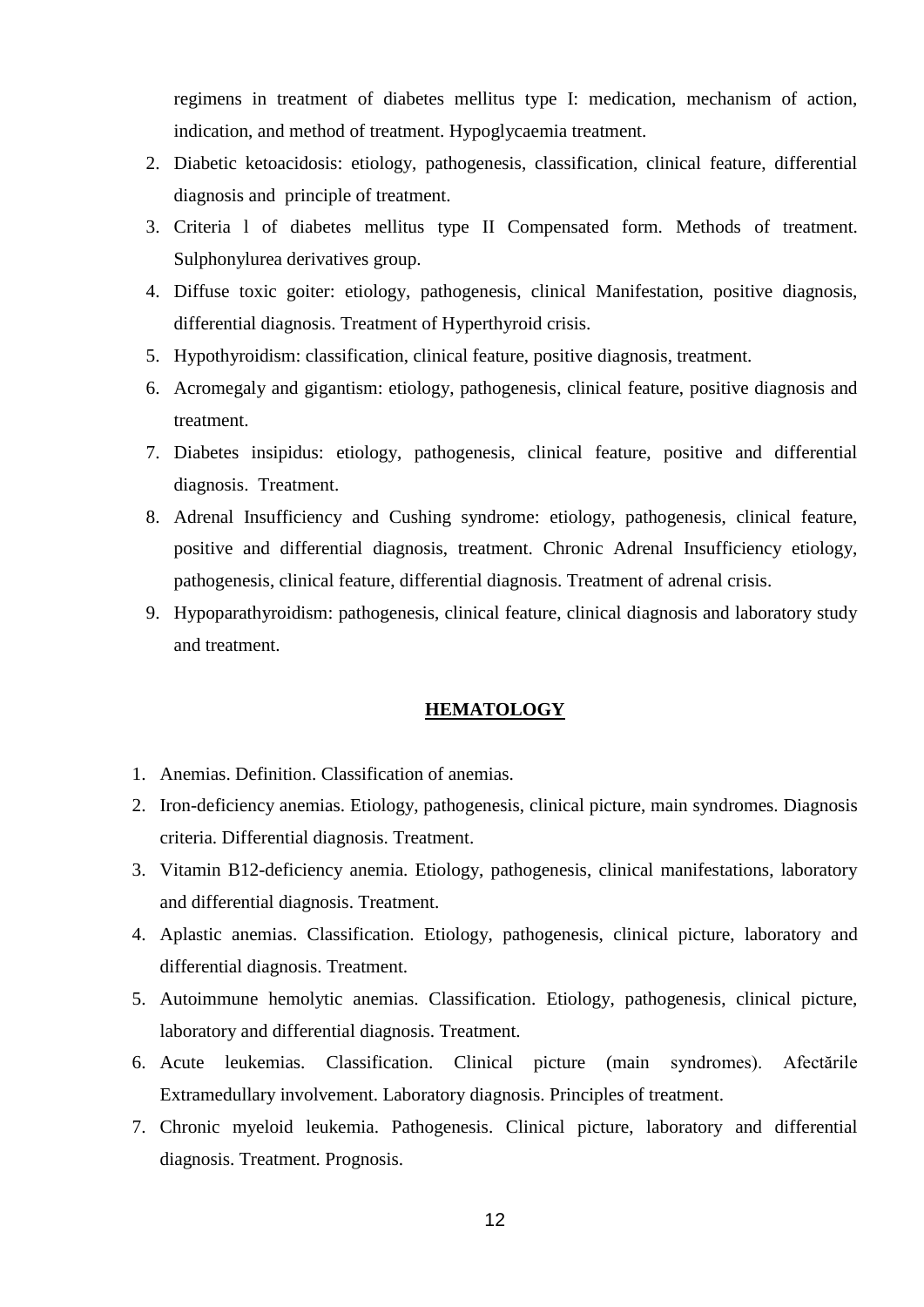regimens in treatment of diabetes mellitus type I: medication, mechanism of action, indication, and method of treatment. Hypoglycaemia treatment.

2. Diabetic ketoacidosis: etiology, pathogenesis, classification, clinical feature, differential diagnosis and principle of treatment.
3. Criteria l of diabetes mellitus type II Compensated form. Methods of treatment. Sulphonylurea derivatives group.
4. Diffuse toxic goiter: etiology, pathogenesis, clinical Manifestation, positive diagnosis, differential diagnosis. Treatment of Hyperthyroid crisis.
5. Hypothyroidism: classification, clinical feature, positive diagnosis, treatment.
6. Acromegaly and gigantism: etiology, pathogenesis, clinical feature, positive diagnosis and treatment.
7. Diabetes insipidus: etiology, pathogenesis, clinical feature, positive and differential diagnosis. Treatment.
8. Adrenal Insufficiency and Cushing syndrome: etiology, pathogenesis, clinical feature, positive and differential diagnosis, treatment. Chronic Adrenal Insufficiency etiology, pathogenesis, clinical feature, differential diagnosis. Treatment of adrenal crisis.
9. Hypoparathyroidism: pathogenesis, clinical feature, clinical diagnosis and laboratory study and treatment.

## HEMATOLOGY

1. Anemias. Definition. Classification of anemias.
2. Iron-deficiency anemias. Etiology, pathogenesis, clinical picture, main syndromes. Diagnosis criteria. Differential diagnosis. Treatment.
3. Vitamin B12-deficiency anemia. Etiology, pathogenesis, clinical manifestations, laboratory and differential diagnosis. Treatment.
4. Aplastic anemias. Classification. Etiology, pathogenesis, clinical picture, laboratory and differential diagnosis. Treatment.
5. Autoimmune hemolytic anemias. Classification. Etiology, pathogenesis, clinical picture, laboratory and differential diagnosis. Treatment.
6. Acute leukemias. Classification. Clinical picture (main syndromes). Afectările Extramedullary involvement. Laboratory diagnosis. Principles of treatment.
7. Chronic myeloid leukemia. Pathogenesis. Clinical picture, laboratory and differential diagnosis. Treatment. Prognosis.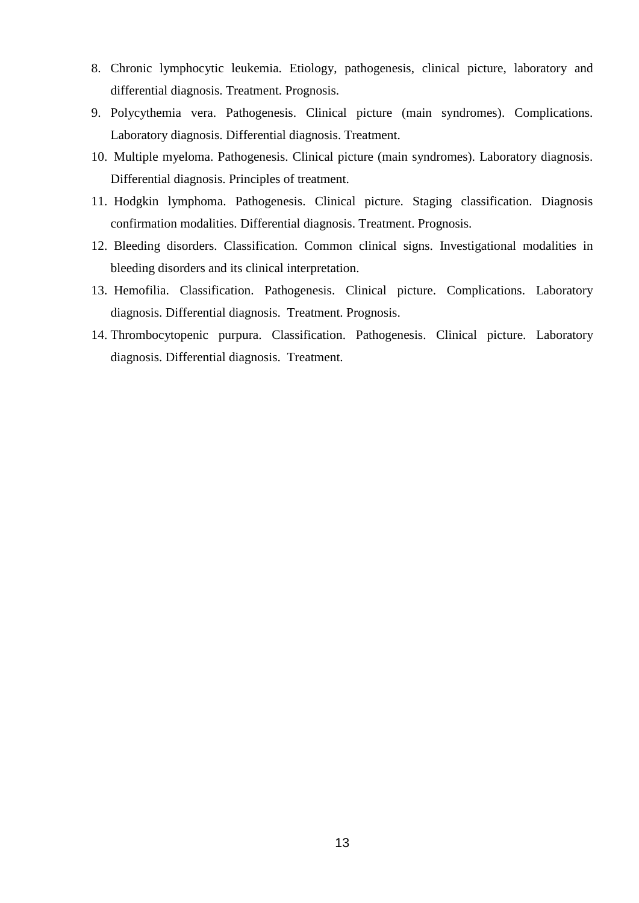8. Chronic lymphocytic leukemia. Etiology, pathogenesis, clinical picture, laboratory and differential diagnosis. Treatment. Prognosis.
9. Polycythemia vera. Pathogenesis. Clinical picture (main syndromes). Complications. Laboratory diagnosis. Differential diagnosis. Treatment.
10. Multiple myeloma. Pathogenesis. Clinical picture (main syndromes). Laboratory diagnosis. Differential diagnosis. Principles of treatment.
11. Hodgkin lymphoma. Pathogenesis. Clinical picture. Staging classification. Diagnosis confirmation modalities. Differential diagnosis. Treatment. Prognosis.
12. Bleeding disorders. Classification. Common clinical signs. Investigational modalities in bleeding disorders and its clinical interpretation.
13. Hemofilia. Classification. Pathogenesis. Clinical picture. Complications. Laboratory diagnosis. Differential diagnosis. Treatment. Prognosis.
14. Thrombocytopenic purpura. Classification. Pathogenesis. Clinical picture. Laboratory diagnosis. Differential diagnosis. Treatment.